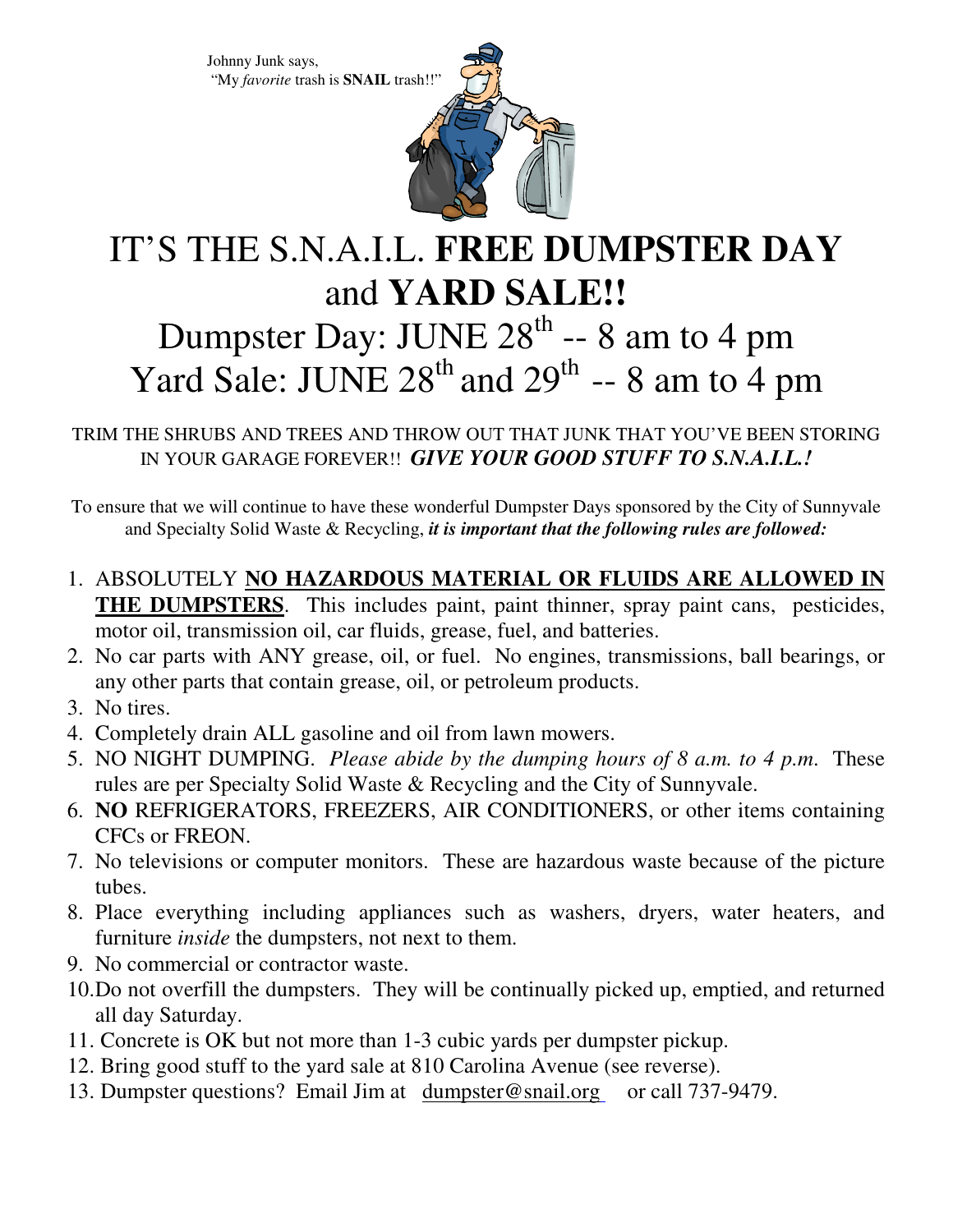Johnny Junk says,
"My *favorite* trash is **SNAIL** trash!!"

# IT'S THE S.N.A.I.L. **FREE DUMPSTER DAY** and **YARD SALE!!**

## Dumpster Day: JUNE 28th -- 8 am to 4 pm
## Yard Sale: JUNE 28th and 29th -- 8 am to 4 pm

TRIM THE SHRUBS AND TREES AND THROW OUT THAT JUNK THAT YOU'VE BEEN STORING IN YOUR GARAGE FOREVER!! ***GIVE YOUR GOOD STUFF TO S.N.A.I.L.!***

To ensure that we will continue to have these wonderful Dumpster Days sponsored by the City of Sunnyvale and Specialty Solid Waste & Recycling, ***it is important that the following rules are followed:***

1. ABSOLUTELY **NO HAZARDOUS MATERIAL OR FLUIDS ARE ALLOWED IN THE DUMPSTERS**. This includes paint, paint thinner, spray paint cans, pesticides, motor oil, transmission oil, car fluids, grease, fuel, and batteries.
2. No car parts with ANY grease, oil, or fuel. No engines, transmissions, ball bearings, or any other parts that contain grease, oil, or petroleum products.
3. No tires.
4. Completely drain ALL gasoline and oil from lawn mowers.
5. NO NIGHT DUMPING. *Please abide by the dumping hours of 8 a.m. to 4 p.m.* These rules are per Specialty Solid Waste & Recycling and the City of Sunnyvale.
6. **NO** REFRIGERATORS, FREEZERS, AIR CONDITIONERS, or other items containing CFCs or FREON.
7. No televisions or computer monitors. These are hazardous waste because of the picture tubes.
8. Place everything including appliances such as washers, dryers, water heaters, and furniture *inside* the dumpsters, not next to them.
9. No commercial or contractor waste.
10. Do not overfill the dumpsters. They will be continually picked up, emptied, and returned all day Saturday.
11. Concrete is OK but not more than 1-3 cubic yards per dumpster pickup.
12. Bring good stuff to the yard sale at 810 Carolina Avenue (see reverse).
13. Dumpster questions? Email Jim at dumpster@snail.org or call 737-9479.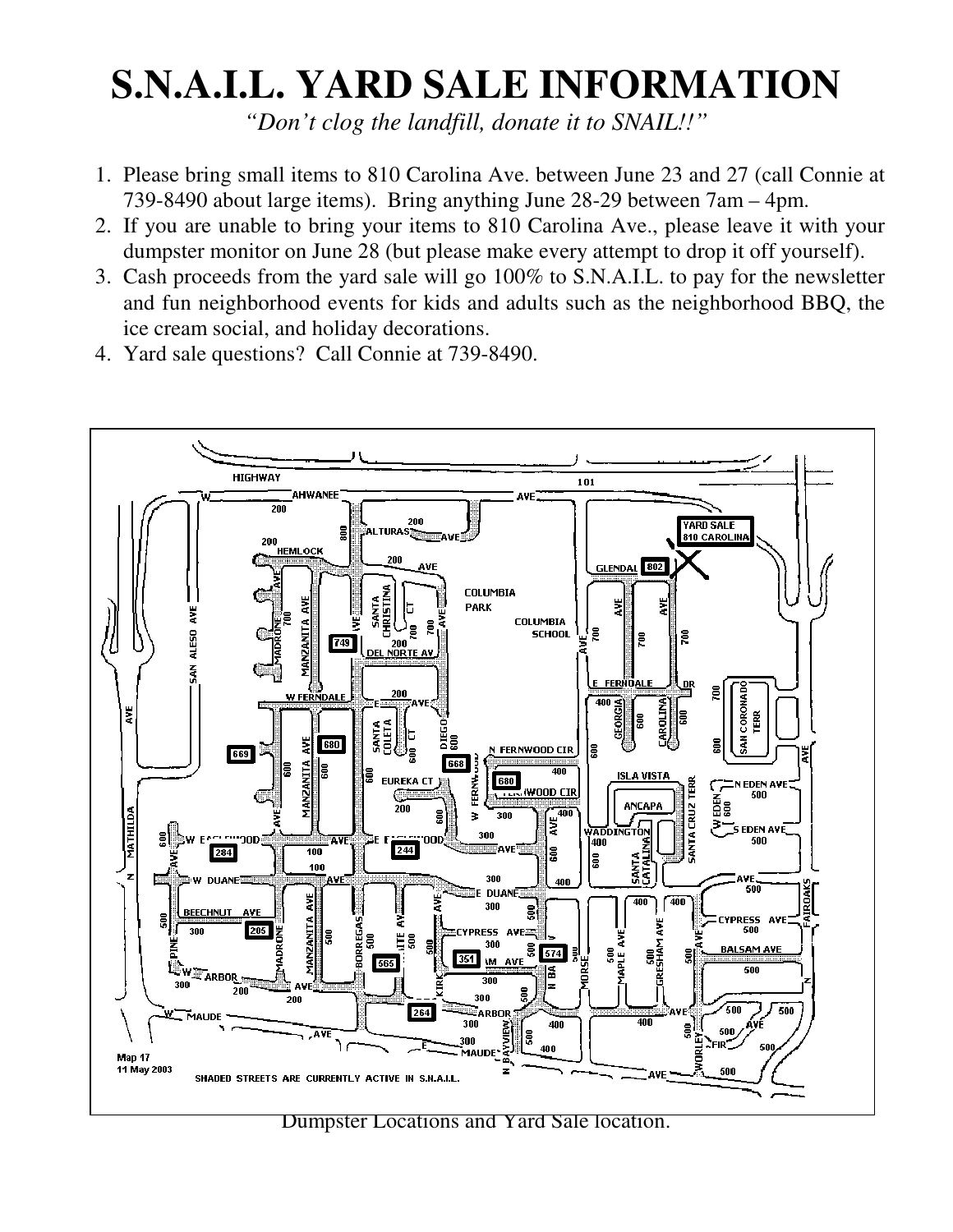# S.N.A.I.L. YARD SALE INFORMATION

*"Don't clog the landfill, donate it to SNAIL!!"*

1. Please bring small items to 810 Carolina Ave. between June 23 and 27 (call Connie at 739-8490 about large items). Bring anything June 28-29 between 7am – 4pm.
2. If you are unable to bring your items to 810 Carolina Ave., please leave it with your dumpster monitor on June 28 (but please make every attempt to drop it off yourself).
3. Cash proceeds from the yard sale will go 100% to S.N.A.I.L. to pay for the newsletter and fun neighborhood events for kids and adults such as the neighborhood BBQ, the ice cream social, and holiday decorations.
4. Yard sale questions? Call Connie at 739-8490.

YARD SALE 810 CAROLINA

Map 17
11 May 2003

SHADED STREETS ARE CURRENTLY ACTIVE IN S.N.A.I.L.

Dumpster Locations and Yard Sale location.